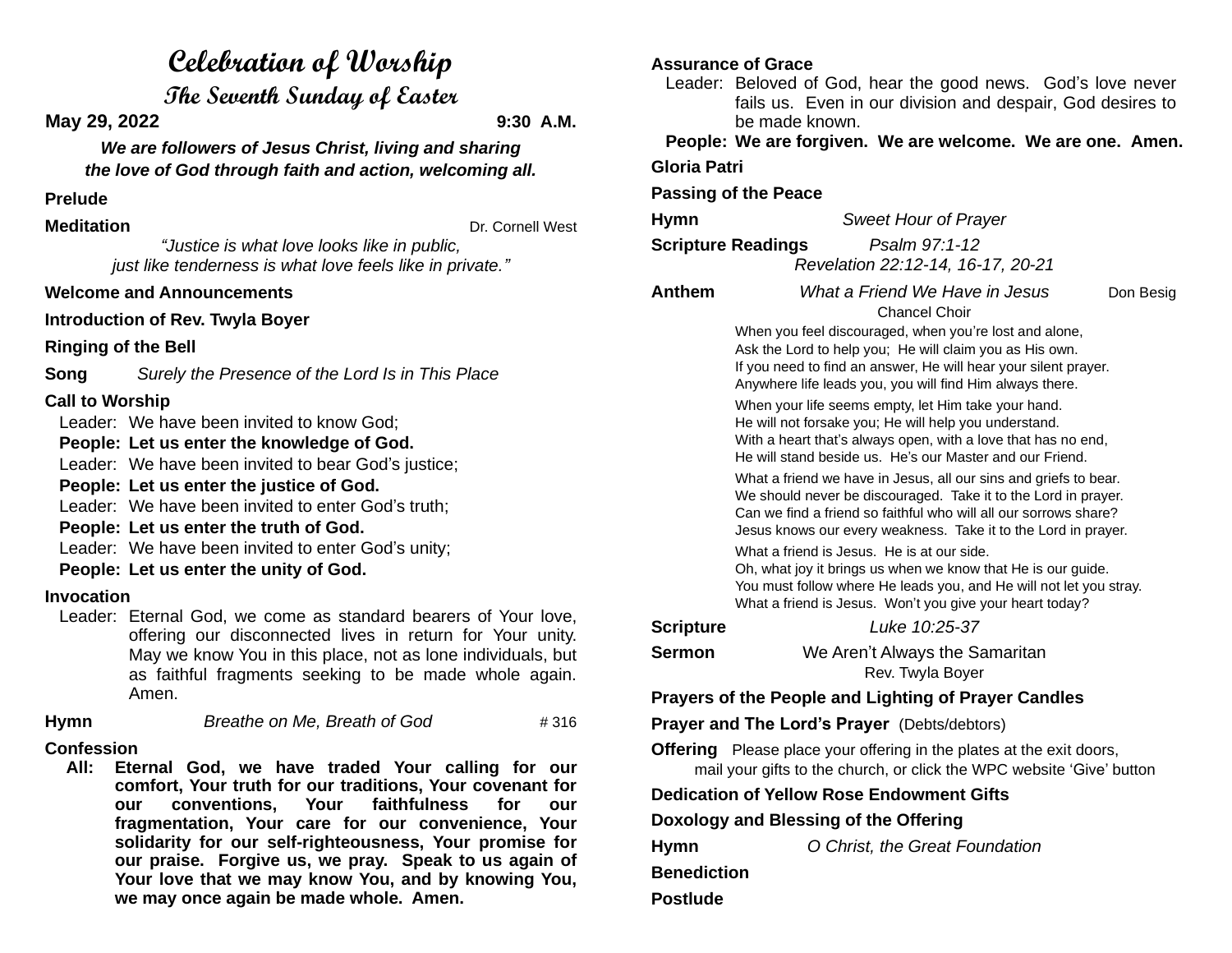# Celebration of Worship

## The Seventh Sunday of Easter

**May 29, 2022** **9:30 A.M.**

***We are followers of Jesus Christ, living and sharing the love of God through faith and action, welcoming all.***

**Prelude**

**Meditation** Dr. Cornell West

*"Justice is what love looks like in public, just like tenderness is what love feels like in private."*

**Welcome and Announcements**

**Introduction of Rev. Twyla Boyer**

**Ringing of the Bell**

**Song** *Surely the Presence of the Lord Is in This Place*

**Call to Worship**

Leader: We have been invited to know God;
**People: Let us enter the knowledge of God.**
Leader: We have been invited to bear God's justice;
**People: Let us enter the justice of God.**
Leader: We have been invited to enter God's truth;
**People: Let us enter the truth of God.**
Leader: We have been invited to enter God's unity;
**People: Let us enter the unity of God.**

**Invocation**

Leader: Eternal God, we come as standard bearers of Your love, offering our disconnected lives in return for Your unity. May we know You in this place, not as lone individuals, but as faithful fragments seeking to be made whole again. Amen.

**Hymn** *Breathe on Me, Breath of God* # 316

**Confession**

**All: Eternal God, we have traded Your calling for our comfort, Your truth for our traditions, Your covenant for our conventions, Your faithfulness for our fragmentation, Your care for our convenience, Your solidarity for our self-righteousness, Your promise for our praise. Forgive us, we pray. Speak to us again of Your love that we may know You, and by knowing You, we may once again be made whole. Amen.**

**Assurance of Grace**

Leader: Beloved of God, hear the good news. God's love never fails us. Even in our division and despair, God desires to be made known.
**People: We are forgiven. We are welcome. We are one. Amen.**

**Gloria Patri**

**Passing of the Peace**

**Hymn** *Sweet Hour of Prayer*

**Scripture Readings** *Psalm 97:1-12*
*Revelation 22:12-14, 16-17, 20-21*

**Anthem** *What a Friend We Have in Jesus* Don Besig

Chancel Choir

When you feel discouraged, when you're lost and alone,
Ask the Lord to help you; He will claim you as His own.
If you need to find an answer, He will hear your silent prayer.
Anywhere life leads you, you will find Him always there.

When your life seems empty, let Him take your hand.
He will not forsake you; He will help you understand.
With a heart that's always open, with a love that has no end,
He will stand beside us. He's our Master and our Friend.

What a friend we have in Jesus, all our sins and griefs to bear.
We should never be discouraged. Take it to the Lord in prayer.
Can we find a friend so faithful who will all our sorrows share?
Jesus knows our every weakness. Take it to the Lord in prayer.

What a friend is Jesus. He is at our side.
Oh, what joy it brings us when we know that He is our guide.
You must follow where He leads you, and He will not let you stray.
What a friend is Jesus. Won't you give your heart today?

**Scripture** *Luke 10:25-37*

**Sermon** We Aren't Always the Samaritan

Rev. Twyla Boyer

**Prayers of the People and Lighting of Prayer Candles**

**Prayer and The Lord's Prayer** (Debts/debtors)

**Offering** Please place your offering in the plates at the exit doors, mail your gifts to the church, or click the WPC website 'Give' button

**Dedication of Yellow Rose Endowment Gifts**

**Doxology and Blessing of the Offering**

**Hymn** *O Christ, the Great Foundation*

**Benediction**

**Postlude**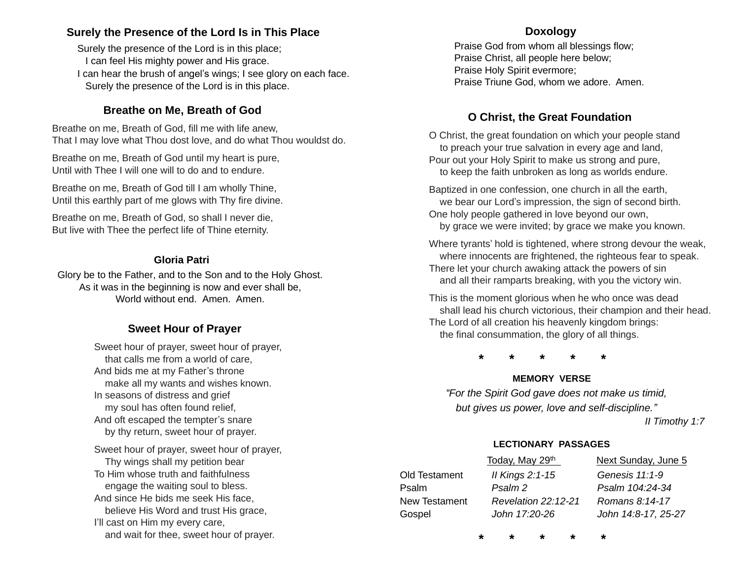### Surely the Presence of the Lord Is in This Place

Surely the presence of the Lord is in this place;
I can feel His mighty power and His grace.
I can hear the brush of angel's wings; I see glory on each face.
Surely the presence of the Lord is in this place.

### Breathe on Me, Breath of God

Breathe on me, Breath of God, fill me with life anew,
That I may love what Thou dost love, and do what Thou wouldst do.

Breathe on me, Breath of God until my heart is pure,
Until with Thee I will one will to do and to endure.

Breathe on me, Breath of God till I am wholly Thine,
Until this earthly part of me glows with Thy fire divine.

Breathe on me, Breath of God, so shall I never die,
But live with Thee the perfect life of Thine eternity.

### Gloria Patri

Glory be to the Father, and to the Son and to the Holy Ghost.
As it was in the beginning is now and ever shall be,
World without end. Amen. Amen.

### Sweet Hour of Prayer

Sweet hour of prayer, sweet hour of prayer,
that calls me from a world of care,
And bids me at my Father's throne
make all my wants and wishes known.
In seasons of distress and grief
my soul has often found relief,
And oft escaped the tempter's snare
by thy return, sweet hour of prayer.

Sweet hour of prayer, sweet hour of prayer,
Thy wings shall my petition bear
To Him whose truth and faithfulness
engage the waiting soul to bless.
And since He bids me seek His face,
believe His Word and trust His grace,
I'll cast on Him my every care,
and wait for thee, sweet hour of prayer.

### Doxology

Praise God from whom all blessings flow;
Praise Christ, all people here below;
Praise Holy Spirit evermore;
Praise Triune God, whom we adore. Amen.

### O Christ, the Great Foundation

O Christ, the great foundation on which your people stand
to preach your true salvation in every age and land,
Pour out your Holy Spirit to make us strong and pure,
to keep the faith unbroken as long as worlds endure.

Baptized in one confession, one church in all the earth,
we bear our Lord's impression, the sign of second birth.
One holy people gathered in love beyond our own,
by grace we were invited; by grace we make you known.

Where tyrants' hold is tightened, where strong devour the weak,
where innocents are frightened, the righteous fear to speak.
There let your church awaking attack the powers of sin
and all their ramparts breaking, with you the victory win.

This is the moment glorious when he who once was dead
shall lead his church victorious, their champion and their head.
The Lord of all creation his heavenly kingdom brings:
the final consummation, the glory of all things.

\* \* \* \* \*

**MEMORY VERSE**

*"For the Spirit God gave does not make us timid,*
*but gives us power, love and self-discipline."*

*II Timothy 1:7*

**LECTIONARY PASSAGES**

| | Today, May 29th | Next Sunday, June 5 |
|---|---|---|
| Old Testament | *II Kings 2:1-15* | *Genesis 11:1-9* |
| Psalm | *Psalm 2* | *Psalm 104:24-34* |
| New Testament | *Revelation 22:12-21* | *Romans 8:14-17* |
| Gospel | *John 17:20-26* | *John 14:8-17, 25-27* |

\* \* \* \* \*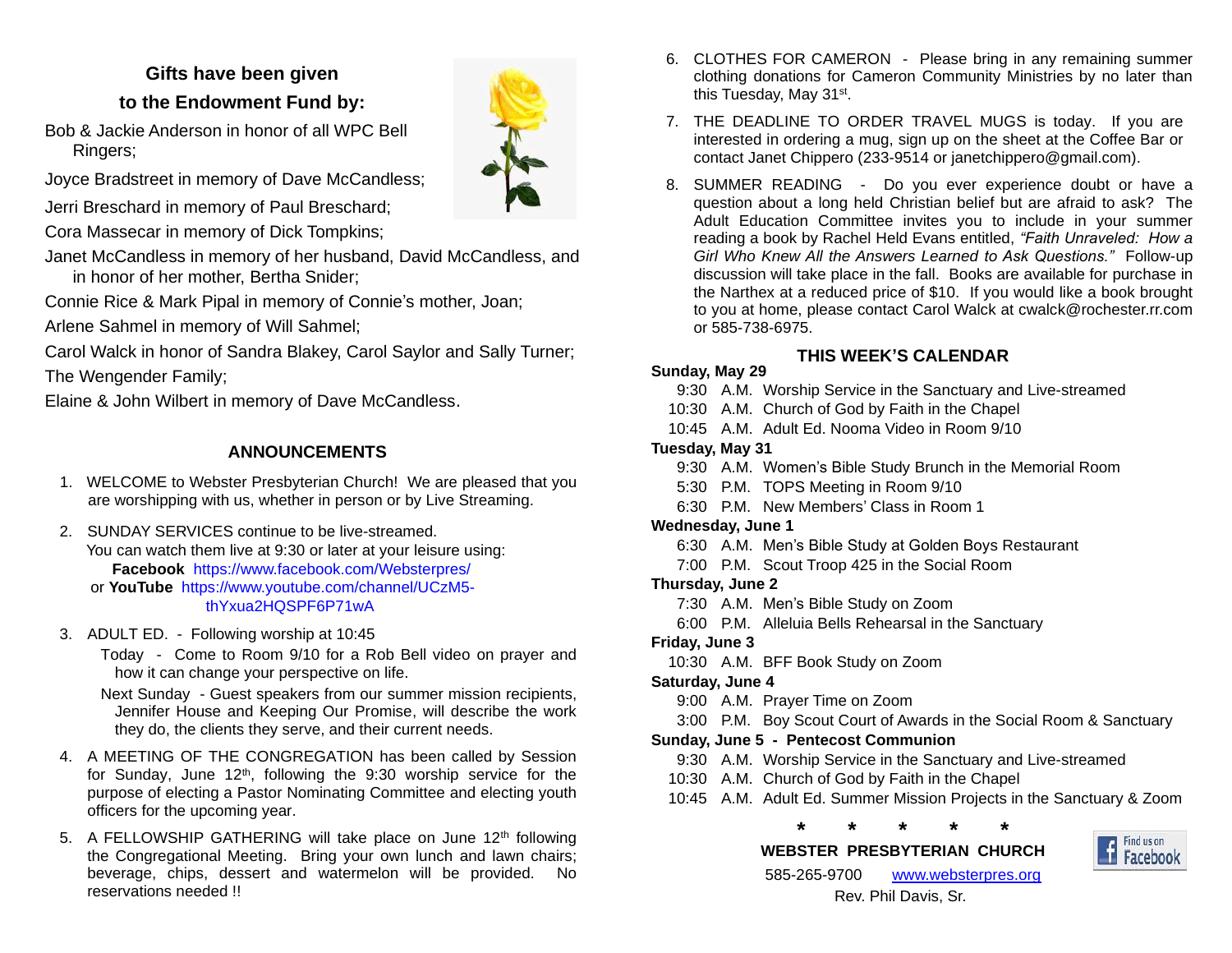## Gifts have been given to the Endowment Fund by:

Bob & Jackie Anderson in honor of all WPC Bell Ringers;

Joyce Bradstreet in memory of Dave McCandless;

Jerri Breschard in memory of Paul Breschard;

Cora Massecar in memory of Dick Tompkins;

Janet McCandless in memory of her husband, David McCandless, and in honor of her mother, Bertha Snider;

Connie Rice & Mark Pipal in memory of Connie's mother, Joan;

Arlene Sahmel in memory of Will Sahmel;

Carol Walck in honor of Sandra Blakey, Carol Saylor and Sally Turner;

The Wengender Family;

Elaine & John Wilbert in memory of Dave McCandless.

## ANNOUNCEMENTS

1. WELCOME to Webster Presbyterian Church! We are pleased that you are worshipping with us, whether in person or by Live Streaming.
2. SUNDAY SERVICES continue to be live-streamed. You can watch them live at 9:30 or later at your leisure using:
   **Facebook** https://www.facebook.com/Websterpres/
   or **YouTube** https://www.youtube.com/channel/UCzM5-thYxua2HQSPF6P71wA
3. ADULT ED. - Following worship at 10:45
   Today - Come to Room 9/10 for a Rob Bell video on prayer and how it can change your perspective on life.
   Next Sunday - Guest speakers from our summer mission recipients, Jennifer House and Keeping Our Promise, will describe the work they do, the clients they serve, and their current needs.
4. A MEETING OF THE CONGREGATION has been called by Session for Sunday, June 12th, following the 9:30 worship service for the purpose of electing a Pastor Nominating Committee and electing youth officers for the upcoming year.
5. A FELLOWSHIP GATHERING will take place on June 12th following the Congregational Meeting. Bring your own lunch and lawn chairs; beverage, chips, dessert and watermelon will be provided. No reservations needed !!
6. CLOTHES FOR CAMERON - Please bring in any remaining summer clothing donations for Cameron Community Ministries by no later than this Tuesday, May 31st.
7. THE DEADLINE TO ORDER TRAVEL MUGS is today. If you are interested in ordering a mug, sign up on the sheet at the Coffee Bar or contact Janet Chippero (233-9514 or janetchippero@gmail.com).
8. SUMMER READING - Do you ever experience doubt or have a question about a long held Christian belief but are afraid to ask? The Adult Education Committee invites you to include in your summer reading a book by Rachel Held Evans entitled, *"Faith Unraveled: How a Girl Who Knew All the Answers Learned to Ask Questions."* Follow-up discussion will take place in the fall. Books are available for purchase in the Narthex at a reduced price of $10. If you would like a book brought to you at home, please contact Carol Walck at cwalck@rochester.rr.com or 585-738-6975.

## THIS WEEK'S CALENDAR

**Sunday, May 29**
- 9:30 A.M. Worship Service in the Sanctuary and Live-streamed
- 10:30 A.M. Church of God by Faith in the Chapel
- 10:45 A.M. Adult Ed. Nooma Video in Room 9/10

**Tuesday, May 31**
- 9:30 A.M. Women's Bible Study Brunch in the Memorial Room
- 5:30 P.M. TOPS Meeting in Room 9/10
- 6:30 P.M. New Members' Class in Room 1

**Wednesday, June 1**
- 6:30 A.M. Men's Bible Study at Golden Boys Restaurant
- 7:00 P.M. Scout Troop 425 in the Social Room

**Thursday, June 2**
- 7:30 A.M. Men's Bible Study on Zoom
- 6:00 P.M. Alleluia Bells Rehearsal in the Sanctuary

**Friday, June 3**
- 10:30 A.M. BFF Book Study on Zoom

**Saturday, June 4**
- 9:00 A.M. Prayer Time on Zoom
- 3:00 P.M. Boy Scout Court of Awards in the Social Room & Sanctuary

**Sunday, June 5 - Pentecost Communion**
- 9:30 A.M. Worship Service in the Sanctuary and Live-streamed
- 10:30 A.M. Church of God by Faith in the Chapel
- 10:45 A.M. Adult Ed. Summer Mission Projects in the Sanctuary & Zoom

* * * * *

**WEBSTER PRESBYTERIAN CHURCH**

585-265-9700 www.websterpres.org

Rev. Phil Davis, Sr.

Find us on Facebook